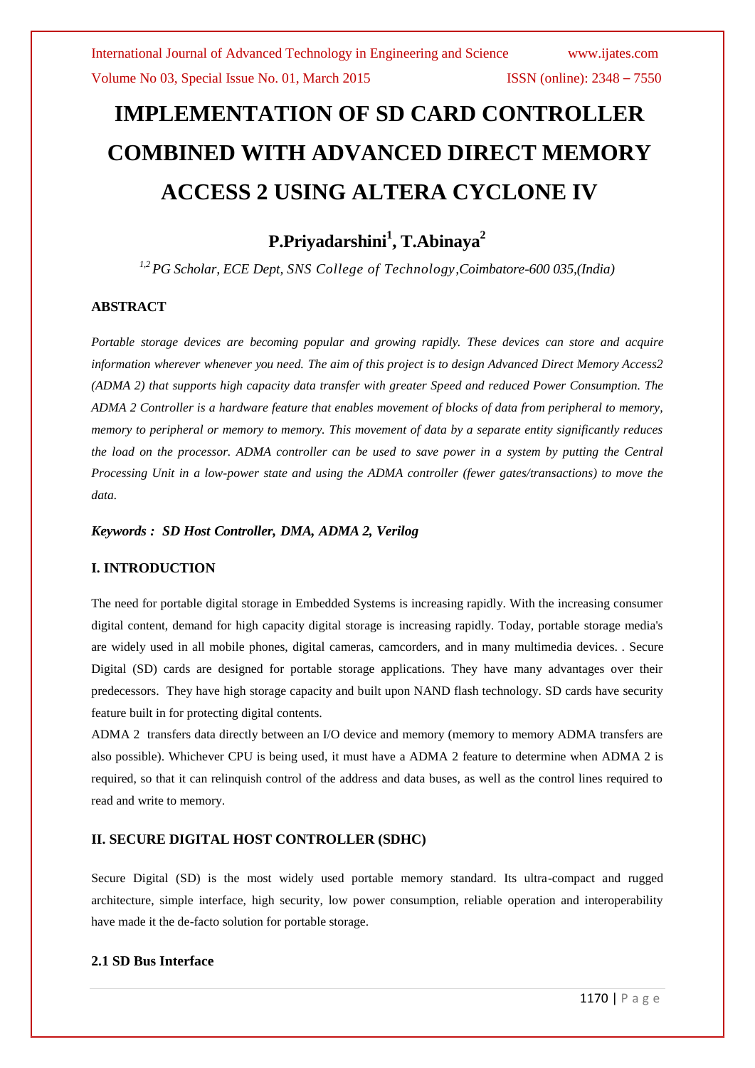# IMPLEMENTATION OF SD CARD CONTROLLER COMBINED WITH ADVANCED DIRECT MEMORY ACCESS 2 USING ALTERA CYCLONE IV

**P.Priyadarshini[1], T.Abinaya[2]**

*[1,2] PG Scholar, ECE Dept, SNS College of Technology,Coimbatore-600 035,(India)*

## ABSTRACT

*Portable storage devices are becoming popular and growing rapidly. These devices can store and acquire information wherever whenever you need. The aim of this project is to design Advanced Direct Memory Access2 (ADMA 2) that supports high capacity data transfer with greater Speed and reduced Power Consumption. The ADMA 2 Controller is a hardware feature that enables movement of blocks of data from peripheral to memory, memory to peripheral or memory to memory. This movement of data by a separate entity significantly reduces the load on the processor. ADMA controller can be used to save power in a system by putting the Central Processing Unit in a low-power state and using the ADMA controller (fewer gates/transactions) to move the data.*

***Keywords : SD Host Controller, DMA, ADMA 2, Verilog***

## I. INTRODUCTION

The need for portable digital storage in Embedded Systems is increasing rapidly. With the increasing consumer digital content, demand for high capacity digital storage is increasing rapidly. Today, portable storage media's are widely used in all mobile phones, digital cameras, camcorders, and in many multimedia devices. . Secure Digital (SD) cards are designed for portable storage applications. They have many advantages over their predecessors. They have high storage capacity and built upon NAND flash technology. SD cards have security feature built in for protecting digital contents.

ADMA 2 transfers data directly between an I/O device and memory (memory to memory ADMA transfers are also possible). Whichever CPU is being used, it must have a ADMA 2 feature to determine when ADMA 2 is required, so that it can relinquish control of the address and data buses, as well as the control lines required to read and write to memory.

## II. SECURE DIGITAL HOST CONTROLLER (SDHC)

Secure Digital (SD) is the most widely used portable memory standard. Its ultra-compact and rugged architecture, simple interface, high security, low power consumption, reliable operation and interoperability have made it the de-facto solution for portable storage.

### 2.1 SD Bus Interface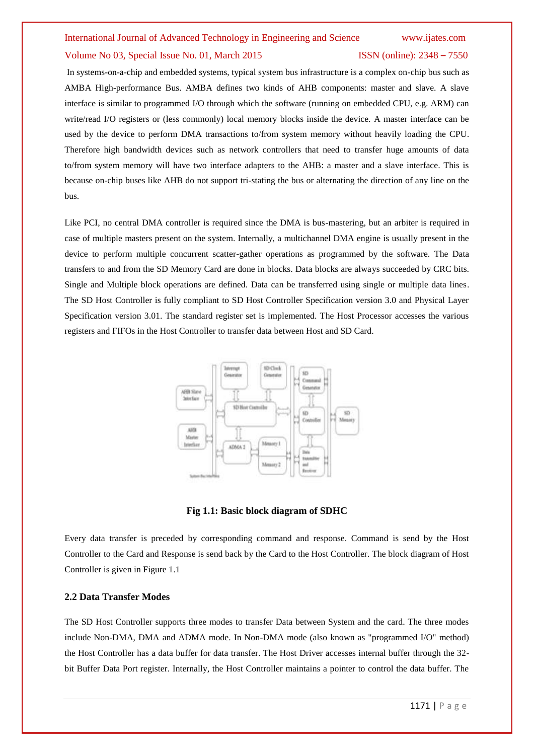In systems-on-a-chip and embedded systems, typical system bus infrastructure is a complex on-chip bus such as AMBA High-performance Bus. AMBA defines two kinds of AHB components: master and slave. A slave interface is similar to programmed I/O through which the software (running on embedded CPU, e.g. ARM) can write/read I/O registers or (less commonly) local memory blocks inside the device. A master interface can be used by the device to perform DMA transactions to/from system memory without heavily loading the CPU. Therefore high bandwidth devices such as network controllers that need to transfer huge amounts of data to/from system memory will have two interface adapters to the AHB: a master and a slave interface. This is because on-chip buses like AHB do not support tri-stating the bus or alternating the direction of any line on the bus.

Like PCI, no central DMA controller is required since the DMA is bus-mastering, but an arbiter is required in case of multiple masters present on the system. Internally, a multichannel DMA engine is usually present in the device to perform multiple concurrent scatter-gather operations as programmed by the software. The Data transfers to and from the SD Memory Card are done in blocks. Data blocks are always succeeded by CRC bits. Single and Multiple block operations are defined. Data can be transferred using single or multiple data lines. The SD Host Controller is fully compliant to SD Host Controller Specification version 3.0 and Physical Layer Specification version 3.01. The standard register set is implemented. The Host Processor accesses the various registers and FIFOs in the Host Controller to transfer data between Host and SD Card.

**Fig 1.1: Basic block diagram of SDHC**

Every data transfer is preceded by corresponding command and response. Command is send by the Host Controller to the Card and Response is send back by the Card to the Host Controller. The block diagram of Host Controller is given in Figure 1.1

### 2.2 Data Transfer Modes

The SD Host Controller supports three modes to transfer Data between System and the card. The three modes include Non-DMA, DMA and ADMA mode. In Non-DMA mode (also known as "programmed I/O" method) the Host Controller has a data buffer for data transfer. The Host Driver accesses internal buffer through the 32-bit Buffer Data Port register. Internally, the Host Controller maintains a pointer to control the data buffer. The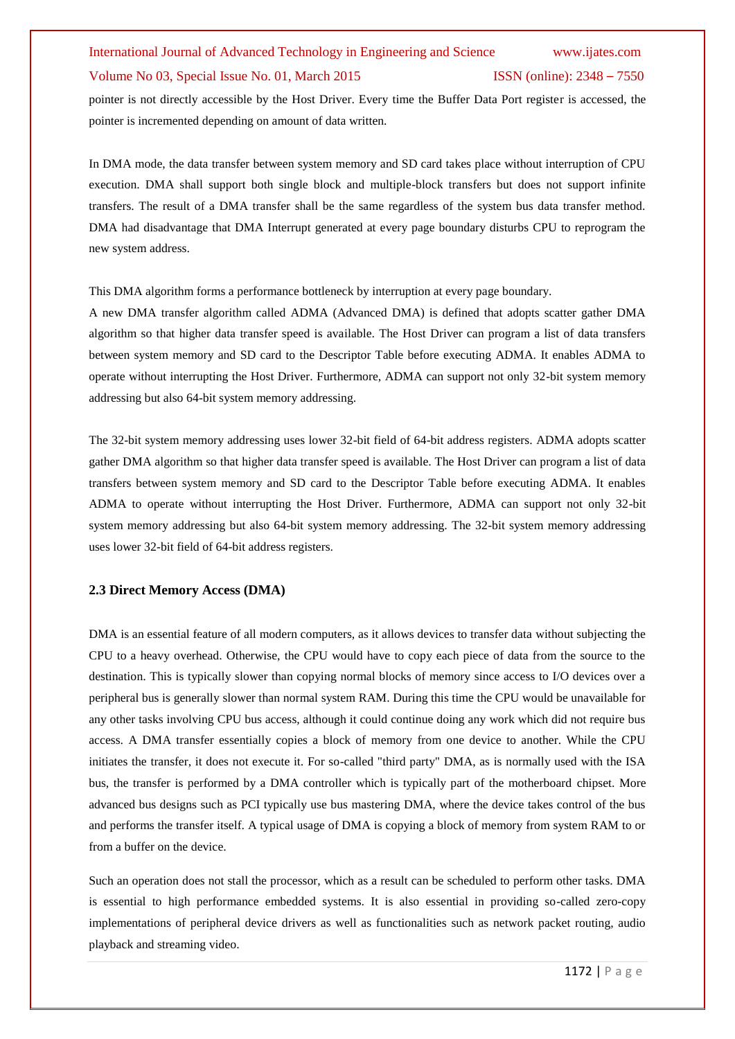pointer is not directly accessible by the Host Driver. Every time the Buffer Data Port register is accessed, the pointer is incremented depending on amount of data written.

In DMA mode, the data transfer between system memory and SD card takes place without interruption of CPU execution. DMA shall support both single block and multiple-block transfers but does not support infinite transfers. The result of a DMA transfer shall be the same regardless of the system bus data transfer method. DMA had disadvantage that DMA Interrupt generated at every page boundary disturbs CPU to reprogram the new system address.

This DMA algorithm forms a performance bottleneck by interruption at every page boundary.
A new DMA transfer algorithm called ADMA (Advanced DMA) is defined that adopts scatter gather DMA algorithm so that higher data transfer speed is available. The Host Driver can program a list of data transfers between system memory and SD card to the Descriptor Table before executing ADMA. It enables ADMA to operate without interrupting the Host Driver. Furthermore, ADMA can support not only 32-bit system memory addressing but also 64-bit system memory addressing.

The 32-bit system memory addressing uses lower 32-bit field of 64-bit address registers. ADMA adopts scatter gather DMA algorithm so that higher data transfer speed is available. The Host Driver can program a list of data transfers between system memory and SD card to the Descriptor Table before executing ADMA. It enables ADMA to operate without interrupting the Host Driver. Furthermore, ADMA can support not only 32-bit system memory addressing but also 64-bit system memory addressing. The 32-bit system memory addressing uses lower 32-bit field of 64-bit address registers.

### 2.3 Direct Memory Access (DMA)

DMA is an essential feature of all modern computers, as it allows devices to transfer data without subjecting the CPU to a heavy overhead. Otherwise, the CPU would have to copy each piece of data from the source to the destination. This is typically slower than copying normal blocks of memory since access to I/O devices over a peripheral bus is generally slower than normal system RAM. During this time the CPU would be unavailable for any other tasks involving CPU bus access, although it could continue doing any work which did not require bus access. A DMA transfer essentially copies a block of memory from one device to another. While the CPU initiates the transfer, it does not execute it. For so-called "third party" DMA, as is normally used with the ISA bus, the transfer is performed by a DMA controller which is typically part of the motherboard chipset. More advanced bus designs such as PCI typically use bus mastering DMA, where the device takes control of the bus and performs the transfer itself. A typical usage of DMA is copying a block of memory from system RAM to or from a buffer on the device.

Such an operation does not stall the processor, which as a result can be scheduled to perform other tasks. DMA is essential to high performance embedded systems. It is also essential in providing so-called zero-copy implementations of peripheral device drivers as well as functionalities such as network packet routing, audio playback and streaming video.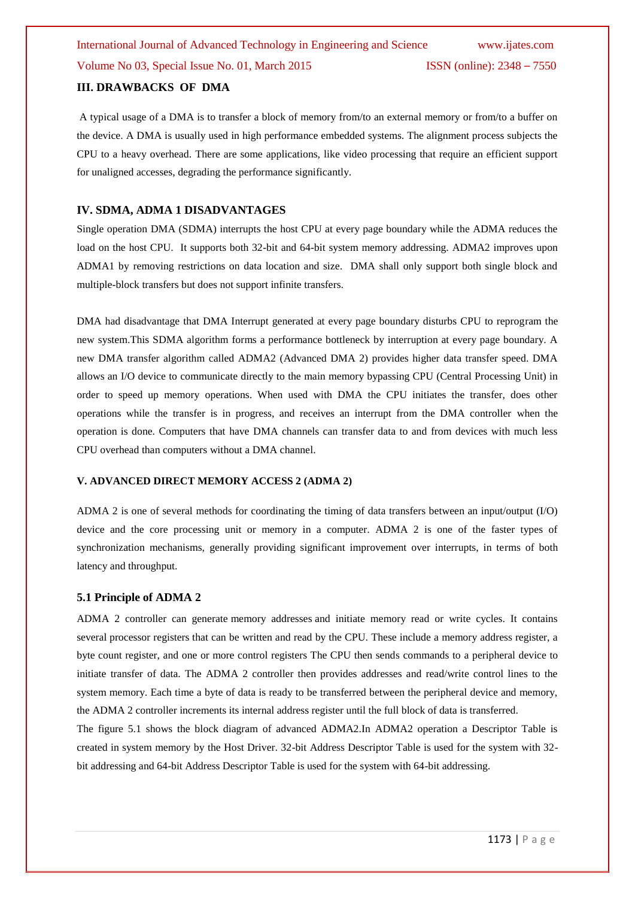## III. DRAWBACKS OF DMA

A typical usage of a DMA is to transfer a block of memory from/to an external memory or from/to a buffer on the device. A DMA is usually used in high performance embedded systems. The alignment process subjects the CPU to a heavy overhead. There are some applications, like video processing that require an efficient support for unaligned accesses, degrading the performance significantly.

## IV. SDMA, ADMA 1 DISADVANTAGES

Single operation DMA (SDMA) interrupts the host CPU at every page boundary while the ADMA reduces the load on the host CPU. It supports both 32-bit and 64-bit system memory addressing. ADMA2 improves upon ADMA1 by removing restrictions on data location and size. DMA shall only support both single block and multiple-block transfers but does not support infinite transfers.

DMA had disadvantage that DMA Interrupt generated at every page boundary disturbs CPU to reprogram the new system.This SDMA algorithm forms a performance bottleneck by interruption at every page boundary. A new DMA transfer algorithm called ADMA2 (Advanced DMA 2) provides higher data transfer speed. DMA allows an I/O device to communicate directly to the main memory bypassing CPU (Central Processing Unit) in order to speed up memory operations. When used with DMA the CPU initiates the transfer, does other operations while the transfer is in progress, and receives an interrupt from the DMA controller when the operation is done. Computers that have DMA channels can transfer data to and from devices with much less CPU overhead than computers without a DMA channel.

## V. ADVANCED DIRECT MEMORY ACCESS 2 (ADMA 2)

ADMA 2 is one of several methods for coordinating the timing of data transfers between an input/output (I/O) device and the core processing unit or memory in a computer. ADMA 2 is one of the faster types of synchronization mechanisms, generally providing significant improvement over interrupts, in terms of both latency and throughput.

### 5.1 Principle of ADMA 2

ADMA 2 controller can generate memory addresses and initiate memory read or write cycles. It contains several processor registers that can be written and read by the CPU. These include a memory address register, a byte count register, and one or more control registers The CPU then sends commands to a peripheral device to initiate transfer of data. The ADMA 2 controller then provides addresses and read/write control lines to the system memory. Each time a byte of data is ready to be transferred between the peripheral device and memory, the ADMA 2 controller increments its internal address register until the full block of data is transferred.

The figure 5.1 shows the block diagram of advanced ADMA2.In ADMA2 operation a Descriptor Table is created in system memory by the Host Driver. 32-bit Address Descriptor Table is used for the system with 32-bit addressing and 64-bit Address Descriptor Table is used for the system with 64-bit addressing.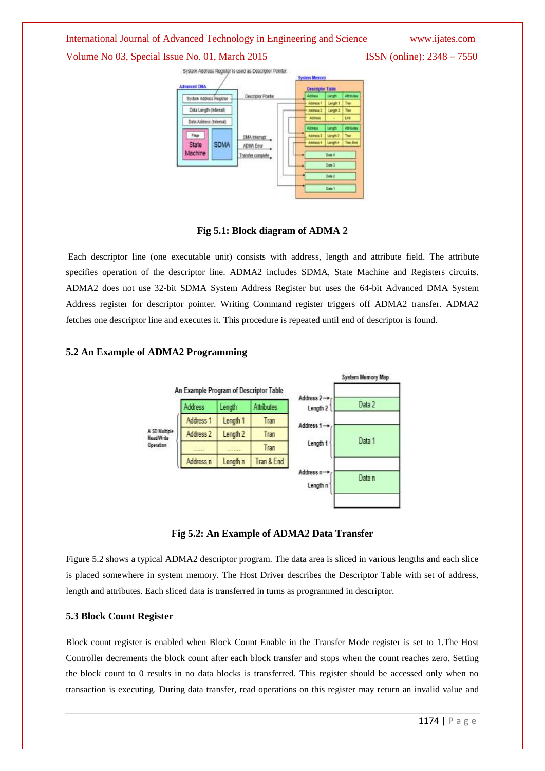Fig 5.1: Block diagram of ADMA 2

Each descriptor line (one executable unit) consists with address, length and attribute field. The attribute specifies operation of the descriptor line. ADMA2 includes SDMA, State Machine and Registers circuits. ADMA2 does not use 32-bit SDMA System Address Register but uses the 64-bit Advanced DMA System Address register for descriptor pointer. Writing Command register triggers off ADMA2 transfer. ADMA2 fetches one descriptor line and executes it. This procedure is repeated until end of descriptor is found.

### 5.2 An Example of ADMA2 Programming

Fig 5.2: An Example of ADMA2 Data Transfer

Figure 5.2 shows a typical ADMA2 descriptor program. The data area is sliced in various lengths and each slice is placed somewhere in system memory. The Host Driver describes the Descriptor Table with set of address, length and attributes. Each sliced data is transferred in turns as programmed in descriptor.

### 5.3 Block Count Register

Block count register is enabled when Block Count Enable in the Transfer Mode register is set to 1.The Host Controller decrements the block count after each block transfer and stops when the count reaches zero. Setting the block count to 0 results in no data blocks is transferred. This register should be accessed only when no transaction is executing. During data transfer, read operations on this register may return an invalid value and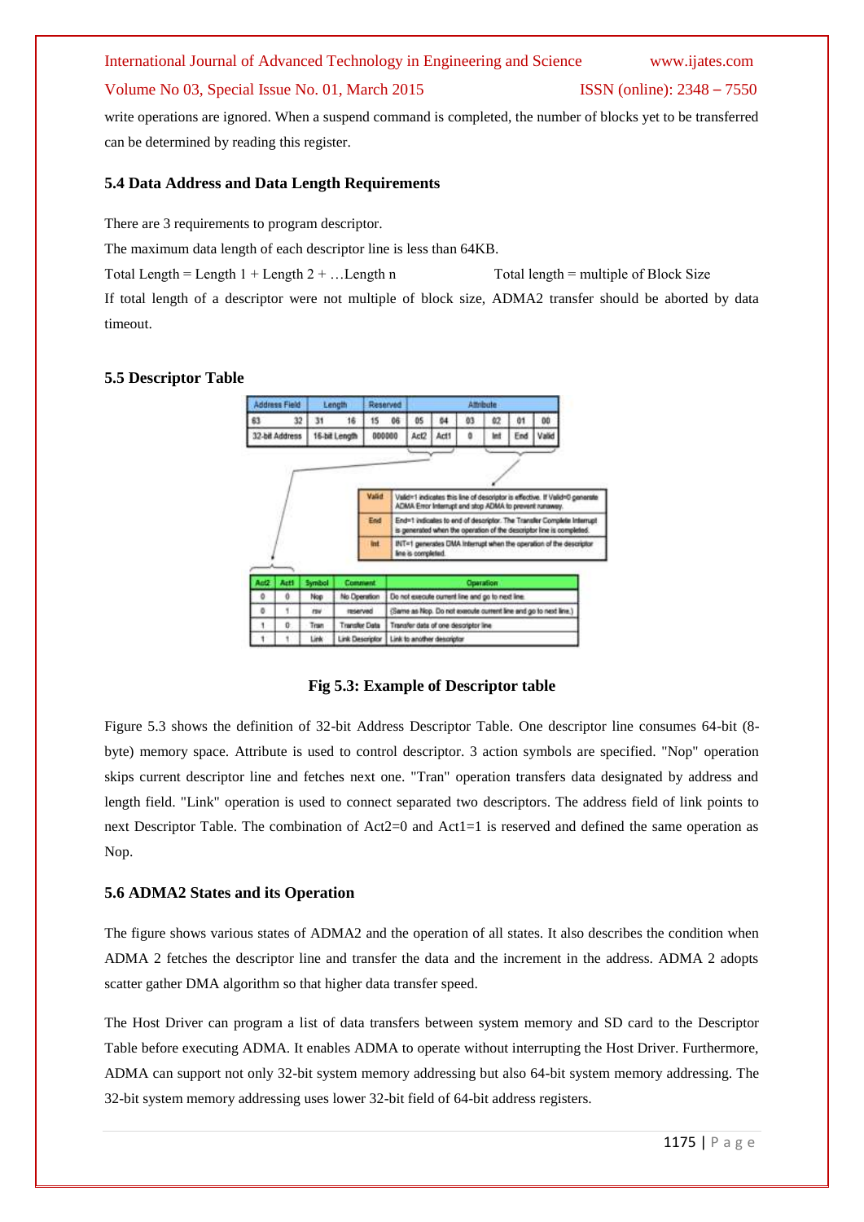write operations are ignored. When a suspend command is completed, the number of blocks yet to be transferred can be determined by reading this register.

### 5.4 Data Address and Data Length Requirements

There are 3 requirements to program descriptor.

The maximum data length of each descriptor line is less than 64KB.

Total Length = Length 1 + Length 2 + …Length n                Total length = multiple of Block Size

If total length of a descriptor were not multiple of block size, ADMA2 transfer should be aborted by data timeout.

### 5.5 Descriptor Table

| Address Field | Length | Reserved | Attribute | | | | | |
|---|---|---|---|---|---|---|---|---|
| 63 &nbsp;&nbsp; 32 | 31 &nbsp;&nbsp; 16 | 15 &nbsp;&nbsp; 06 | 05 | 04 | 03 | 02 | 01 | 00 |
| 32-bit Address | 16-bit Length | 000000 | Act2 | Act1 | 0 | Int | End | Valid |

| | |
|---|---|
| Valid | Valid=1 indicates this line of descriptor is effective. If Valid=0 generate ADMA Error Interrupt and stop ADMA to prevent runaway. |
| End | End=1 indicates to end of descriptor. The Transfer Complete Interrupt is generated when the operation of the descriptor line is completed. |
| Int | INT=1 generates DMA Interrupt when the operation of the descriptor line is completed. |

| Act2 | Act1 | Symbol | Comment | Operation |
|---|---|---|---|---|
| 0 | 0 | Nop | No Operation | Do not execute current line and go to next line. |
| 0 | 1 | rsv | reserved | (Same as Nop. Do not execute current line and go to next line.) |
| 1 | 0 | Tran | Transfer Data | Transfer data of one descriptor line |
| 1 | 1 | Link | Link Descriptor | Link to another descriptor |

**Fig 5.3: Example of Descriptor table**

Figure 5.3 shows the definition of 32-bit Address Descriptor Table. One descriptor line consumes 64-bit (8-byte) memory space. Attribute is used to control descriptor. 3 action symbols are specified. "Nop" operation skips current descriptor line and fetches next one. "Tran" operation transfers data designated by address and length field. "Link" operation is used to connect separated two descriptors. The address field of link points to next Descriptor Table. The combination of Act2=0 and Act1=1 is reserved and defined the same operation as Nop.

### 5.6 ADMA2 States and its Operation

The figure shows various states of ADMA2 and the operation of all states. It also describes the condition when ADMA 2 fetches the descriptor line and transfer the data and the increment in the address. ADMA 2 adopts scatter gather DMA algorithm so that higher data transfer speed.

The Host Driver can program a list of data transfers between system memory and SD card to the Descriptor Table before executing ADMA. It enables ADMA to operate without interrupting the Host Driver. Furthermore, ADMA can support not only 32-bit system memory addressing but also 64-bit system memory addressing. The 32-bit system memory addressing uses lower 32-bit field of 64-bit address registers.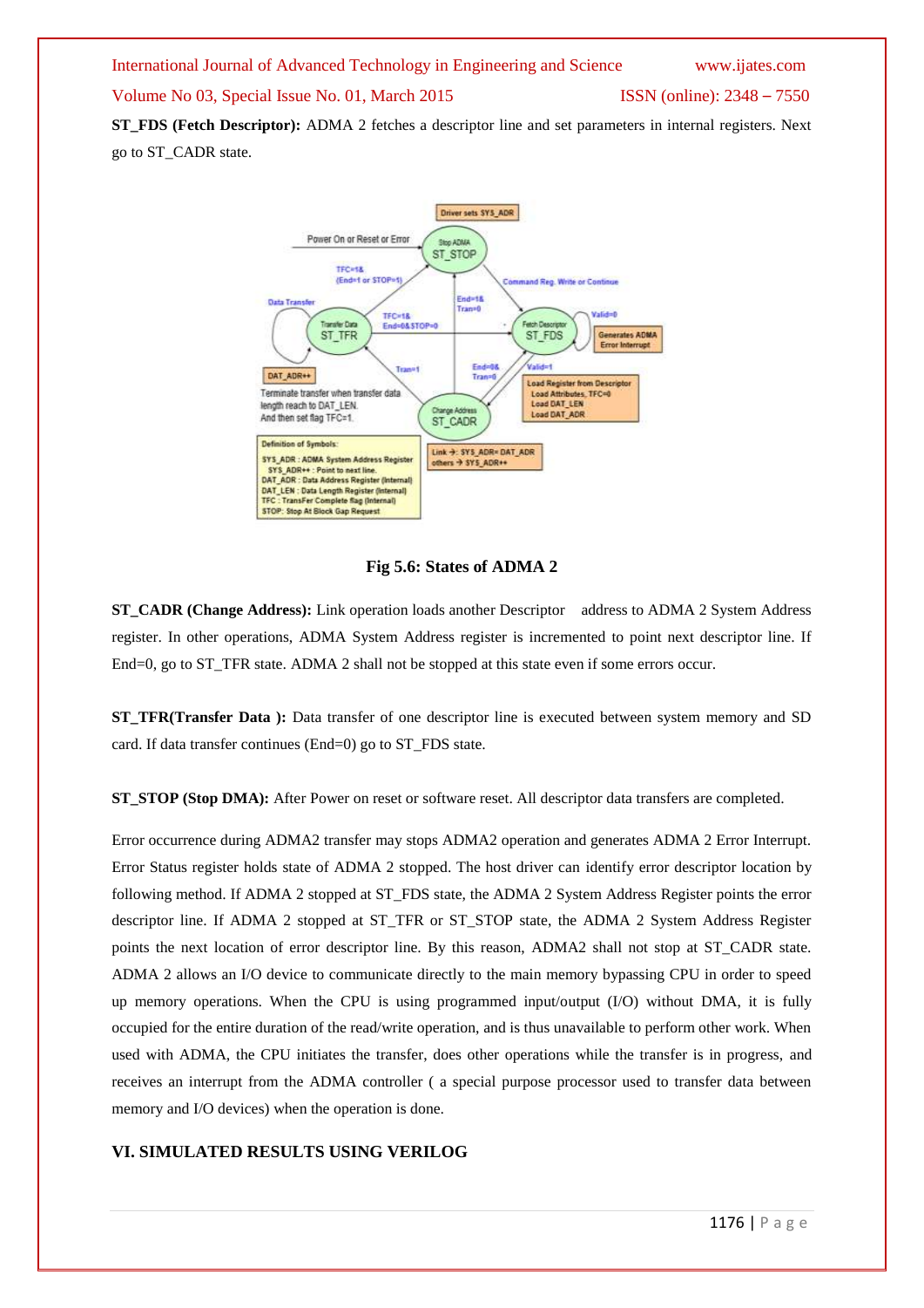**ST_FDS (Fetch Descriptor):** ADMA 2 fetches a descriptor line and set parameters in internal registers. Next go to ST_CADR state.

**Fig 5.6: States of ADMA 2**

**ST_CADR (Change Address):** Link operation loads another Descriptor address to ADMA 2 System Address register. In other operations, ADMA System Address register is incremented to point next descriptor line. If End=0, go to ST_TFR state. ADMA 2 shall not be stopped at this state even if some errors occur.

**ST_TFR(Transfer Data ):** Data transfer of one descriptor line is executed between system memory and SD card. If data transfer continues (End=0) go to ST_FDS state.

**ST_STOP (Stop DMA):** After Power on reset or software reset. All descriptor data transfers are completed.

Error occurrence during ADMA2 transfer may stops ADMA2 operation and generates ADMA 2 Error Interrupt. Error Status register holds state of ADMA 2 stopped. The host driver can identify error descriptor location by following method. If ADMA 2 stopped at ST_FDS state, the ADMA 2 System Address Register points the error descriptor line. If ADMA 2 stopped at ST_TFR or ST_STOP state, the ADMA 2 System Address Register points the next location of error descriptor line. By this reason, ADMA2 shall not stop at ST_CADR state. ADMA 2 allows an I/O device to communicate directly to the main memory bypassing CPU in order to speed up memory operations. When the CPU is using programmed input/output (I/O) without DMA, it is fully occupied for the entire duration of the read/write operation, and is thus unavailable to perform other work. When used with ADMA, the CPU initiates the transfer, does other operations while the transfer is in progress, and receives an interrupt from the ADMA controller ( a special purpose processor used to transfer data between memory and I/O devices) when the operation is done.

## VI. SIMULATED RESULTS USING VERILOG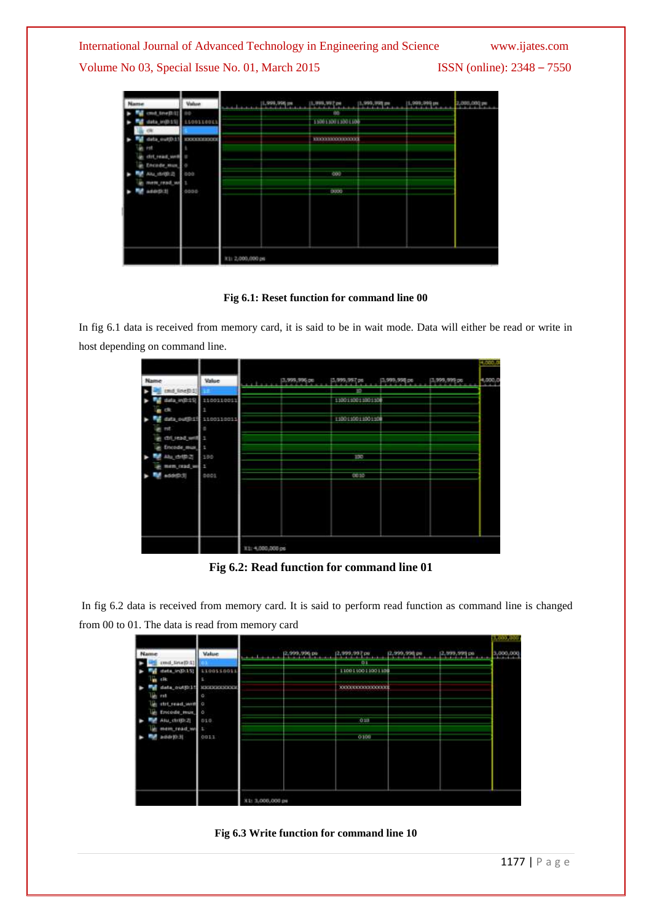**Fig 6.1: Reset function for command line 00**

In fig 6.1 data is received from memory card, it is said to be in wait mode. Data will either be read or write in host depending on command line.

**Fig 6.2: Read function for command line 01**

In fig 6.2 data is received from memory card. It is said to perform read function as command line is changed from 00 to 01. The data is read from memory card

**Fig 6.3 Write function for command line 10**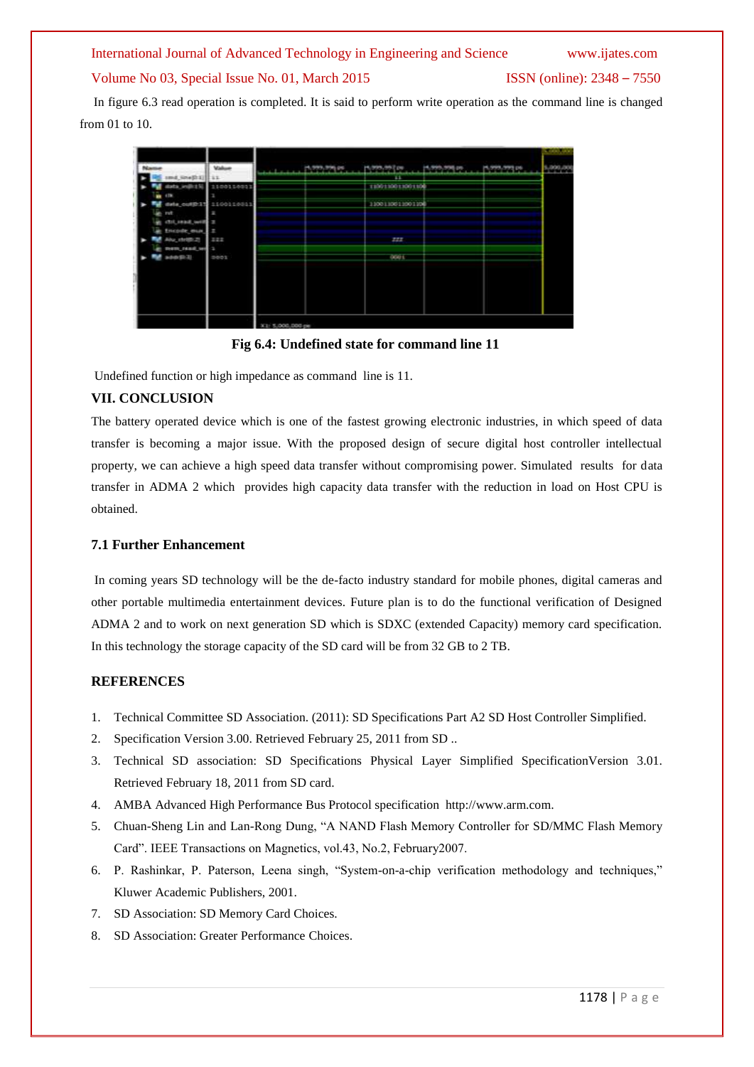In figure 6.3 read operation is completed. It is said to perform write operation as the command line is changed from 01 to 10.

**Fig 6.4: Undefined state for command line 11**

Undefined function or high impedance as command line is 11.

## VII. CONCLUSION

The battery operated device which is one of the fastest growing electronic industries, in which speed of data transfer is becoming a major issue. With the proposed design of secure digital host controller intellectual property, we can achieve a high speed data transfer without compromising power. Simulated results for data transfer in ADMA 2 which provides high capacity data transfer with the reduction in load on Host CPU is obtained.

### 7.1 Further Enhancement

In coming years SD technology will be the de-facto industry standard for mobile phones, digital cameras and other portable multimedia entertainment devices. Future plan is to do the functional verification of Designed ADMA 2 and to work on next generation SD which is SDXC (extended Capacity) memory card specification. In this technology the storage capacity of the SD card will be from 32 GB to 2 TB.

## REFERENCES

1. Technical Committee SD Association. (2011): SD Specifications Part A2 SD Host Controller Simplified.
2. Specification Version 3.00. Retrieved February 25, 2011 from SD ..
3. Technical SD association: SD Specifications Physical Layer Simplified SpecificationVersion 3.01. Retrieved February 18, 2011 from SD card.
4. AMBA Advanced High Performance Bus Protocol specification http://www.arm.com.
5. Chuan-Sheng Lin and Lan-Rong Dung, "A NAND Flash Memory Controller for SD/MMC Flash Memory Card". IEEE Transactions on Magnetics, vol.43, No.2, February2007.
6. P. Rashinkar, P. Paterson, Leena singh, "System-on-a-chip verification methodology and techniques," Kluwer Academic Publishers, 2001.
7. SD Association: SD Memory Card Choices.
8. SD Association: Greater Performance Choices.